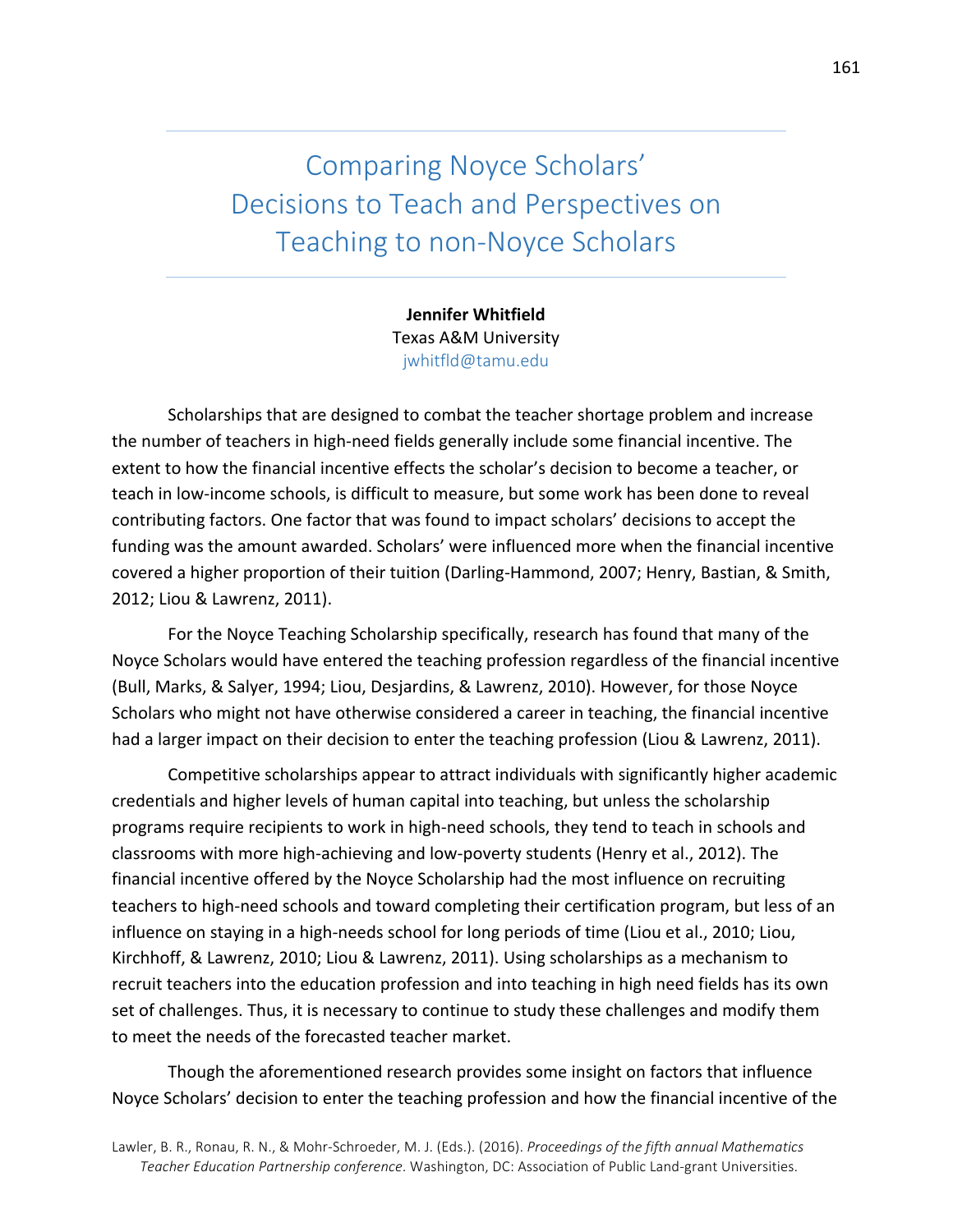# Comparing Noyce Scholars' Decisions to Teach and Perspectives on Teaching to non-Noyce Scholars

**Jennifer Whitfield**
Texas A&M University
jwhitfld@tamu.edu

Scholarships that are designed to combat the teacher shortage problem and increase the number of teachers in high-need fields generally include some financial incentive. The extent to how the financial incentive effects the scholar's decision to become a teacher, or teach in low-income schools, is difficult to measure, but some work has been done to reveal contributing factors. One factor that was found to impact scholars' decisions to accept the funding was the amount awarded. Scholars' were influenced more when the financial incentive covered a higher proportion of their tuition (Darling-Hammond, 2007; Henry, Bastian, & Smith, 2012; Liou & Lawrenz, 2011).

For the Noyce Teaching Scholarship specifically, research has found that many of the Noyce Scholars would have entered the teaching profession regardless of the financial incentive (Bull, Marks, & Salyer, 1994; Liou, Desjardins, & Lawrenz, 2010). However, for those Noyce Scholars who might not have otherwise considered a career in teaching, the financial incentive had a larger impact on their decision to enter the teaching profession (Liou & Lawrenz, 2011).

Competitive scholarships appear to attract individuals with significantly higher academic credentials and higher levels of human capital into teaching, but unless the scholarship programs require recipients to work in high-need schools, they tend to teach in schools and classrooms with more high-achieving and low-poverty students (Henry et al., 2012). The financial incentive offered by the Noyce Scholarship had the most influence on recruiting teachers to high-need schools and toward completing their certification program, but less of an influence on staying in a high-needs school for long periods of time (Liou et al., 2010; Liou, Kirchhoff, & Lawrenz, 2010; Liou & Lawrenz, 2011). Using scholarships as a mechanism to recruit teachers into the education profession and into teaching in high need fields has its own set of challenges. Thus, it is necessary to continue to study these challenges and modify them to meet the needs of the forecasted teacher market.

Though the aforementioned research provides some insight on factors that influence Noyce Scholars' decision to enter the teaching profession and how the financial incentive of the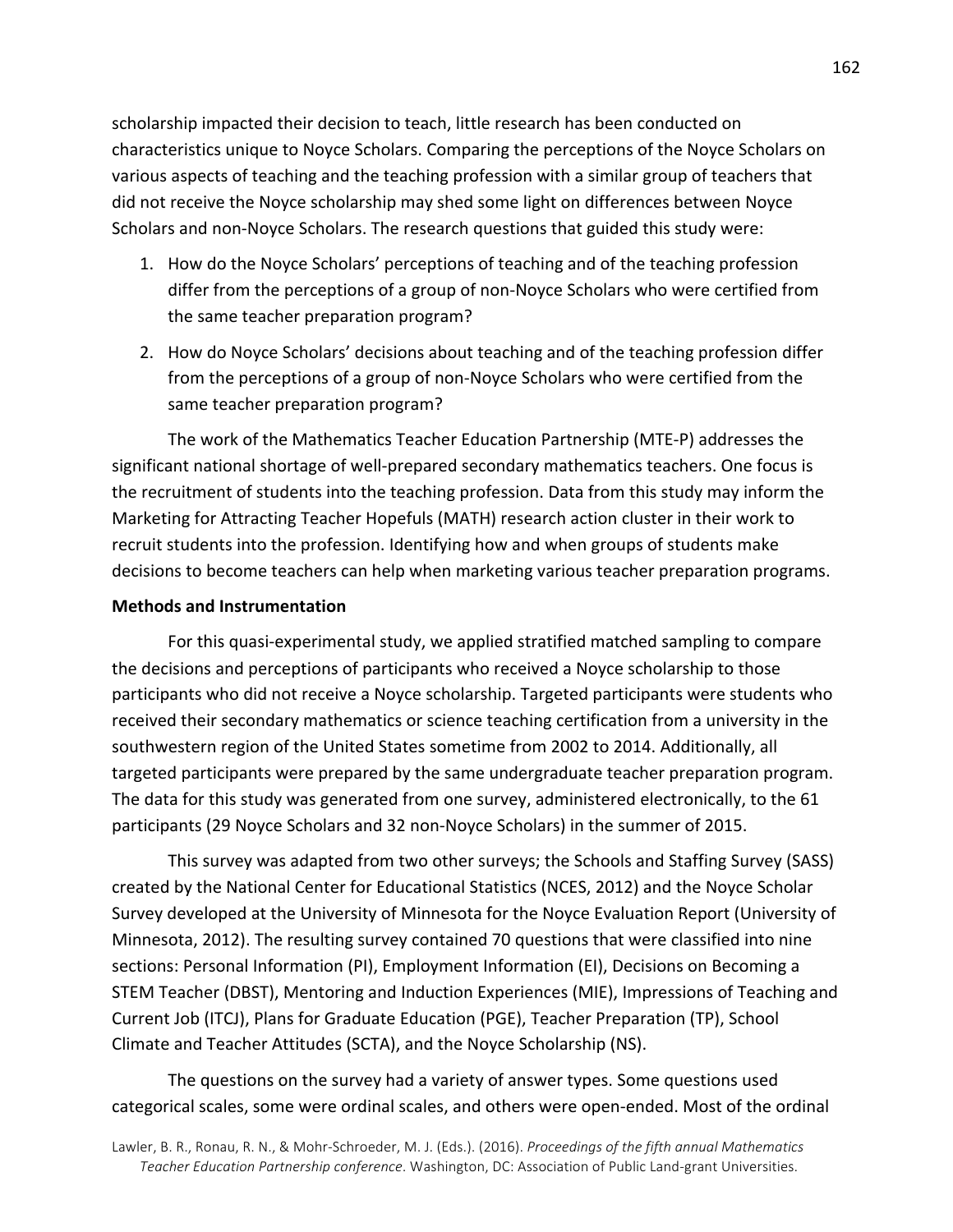scholarship impacted their decision to teach, little research has been conducted on characteristics unique to Noyce Scholars. Comparing the perceptions of the Noyce Scholars on various aspects of teaching and the teaching profession with a similar group of teachers that did not receive the Noyce scholarship may shed some light on differences between Noyce Scholars and non-Noyce Scholars. The research questions that guided this study were:

1. How do the Noyce Scholars' perceptions of teaching and of the teaching profession differ from the perceptions of a group of non-Noyce Scholars who were certified from the same teacher preparation program?
2. How do Noyce Scholars' decisions about teaching and of the teaching profession differ from the perceptions of a group of non-Noyce Scholars who were certified from the same teacher preparation program?

The work of the Mathematics Teacher Education Partnership (MTE-P) addresses the significant national shortage of well-prepared secondary mathematics teachers. One focus is the recruitment of students into the teaching profession. Data from this study may inform the Marketing for Attracting Teacher Hopefuls (MATH) research action cluster in their work to recruit students into the profession. Identifying how and when groups of students make decisions to become teachers can help when marketing various teacher preparation programs.

**Methods and Instrumentation**

For this quasi-experimental study, we applied stratified matched sampling to compare the decisions and perceptions of participants who received a Noyce scholarship to those participants who did not receive a Noyce scholarship. Targeted participants were students who received their secondary mathematics or science teaching certification from a university in the southwestern region of the United States sometime from 2002 to 2014. Additionally, all targeted participants were prepared by the same undergraduate teacher preparation program. The data for this study was generated from one survey, administered electronically, to the 61 participants (29 Noyce Scholars and 32 non-Noyce Scholars) in the summer of 2015.

This survey was adapted from two other surveys; the Schools and Staffing Survey (SASS) created by the National Center for Educational Statistics (NCES, 2012) and the Noyce Scholar Survey developed at the University of Minnesota for the Noyce Evaluation Report (University of Minnesota, 2012). The resulting survey contained 70 questions that were classified into nine sections: Personal Information (PI), Employment Information (EI), Decisions on Becoming a STEM Teacher (DBST), Mentoring and Induction Experiences (MIE), Impressions of Teaching and Current Job (ITCJ), Plans for Graduate Education (PGE), Teacher Preparation (TP), School Climate and Teacher Attitudes (SCTA), and the Noyce Scholarship (NS).

The questions on the survey had a variety of answer types. Some questions used categorical scales, some were ordinal scales, and others were open-ended. Most of the ordinal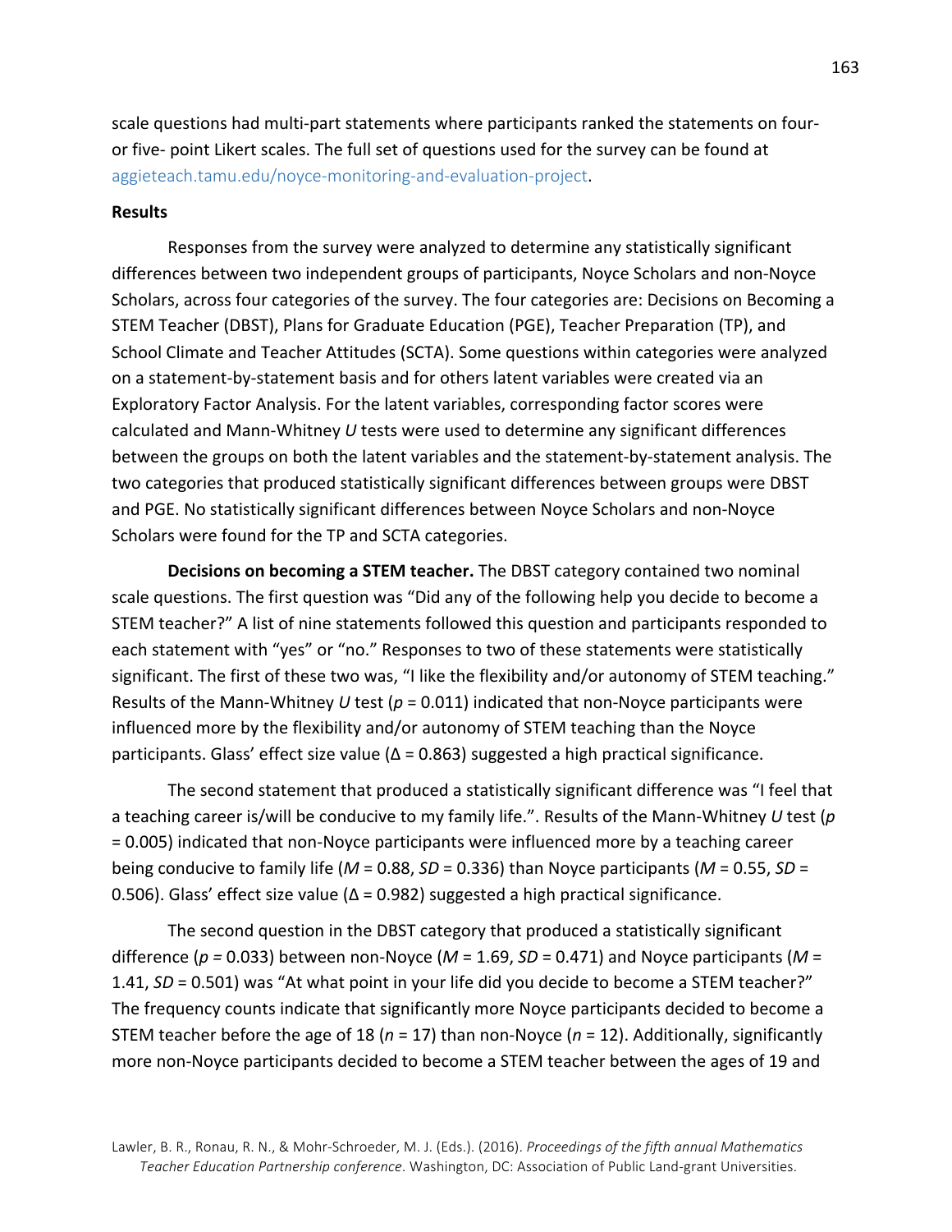scale questions had multi-part statements where participants ranked the statements on four- or five- point Likert scales. The full set of questions used for the survey can be found at aggieteach.tamu.edu/noyce-monitoring-and-evaluation-project.

**Results**

Responses from the survey were analyzed to determine any statistically significant differences between two independent groups of participants, Noyce Scholars and non-Noyce Scholars, across four categories of the survey. The four categories are: Decisions on Becoming a STEM Teacher (DBST), Plans for Graduate Education (PGE), Teacher Preparation (TP), and School Climate and Teacher Attitudes (SCTA). Some questions within categories were analyzed on a statement-by-statement basis and for others latent variables were created via an Exploratory Factor Analysis. For the latent variables, corresponding factor scores were calculated and Mann-Whitney *U* tests were used to determine any significant differences between the groups on both the latent variables and the statement-by-statement analysis. The two categories that produced statistically significant differences between groups were DBST and PGE. No statistically significant differences between Noyce Scholars and non-Noyce Scholars were found for the TP and SCTA categories.

**Decisions on becoming a STEM teacher.** The DBST category contained two nominal scale questions. The first question was "Did any of the following help you decide to become a STEM teacher?" A list of nine statements followed this question and participants responded to each statement with "yes" or "no." Responses to two of these statements were statistically significant. The first of these two was, "I like the flexibility and/or autonomy of STEM teaching." Results of the Mann-Whitney *U* test ($p = 0.011$) indicated that non-Noyce participants were influenced more by the flexibility and/or autonomy of STEM teaching than the Noyce participants. Glass' effect size value ($\Delta = 0.863$) suggested a high practical significance.

The second statement that produced a statistically significant difference was "I feel that a teaching career is/will be conducive to my family life.". Results of the Mann-Whitney *U* test ($p = 0.005$) indicated that non-Noyce participants were influenced more by a teaching career being conducive to family life ($M = 0.88$, $SD = 0.336$) than Noyce participants ($M = 0.55$, $SD = 0.506$). Glass' effect size value ($\Delta = 0.982$) suggested a high practical significance.

The second question in the DBST category that produced a statistically significant difference ($p = 0.033$) between non-Noyce ($M = 1.69$, $SD = 0.471$) and Noyce participants ($M = 1.41$, $SD = 0.501$) was "At what point in your life did you decide to become a STEM teacher?" The frequency counts indicate that significantly more Noyce participants decided to become a STEM teacher before the age of 18 ($n = 17$) than non-Noyce ($n = 12$). Additionally, significantly more non-Noyce participants decided to become a STEM teacher between the ages of 19 and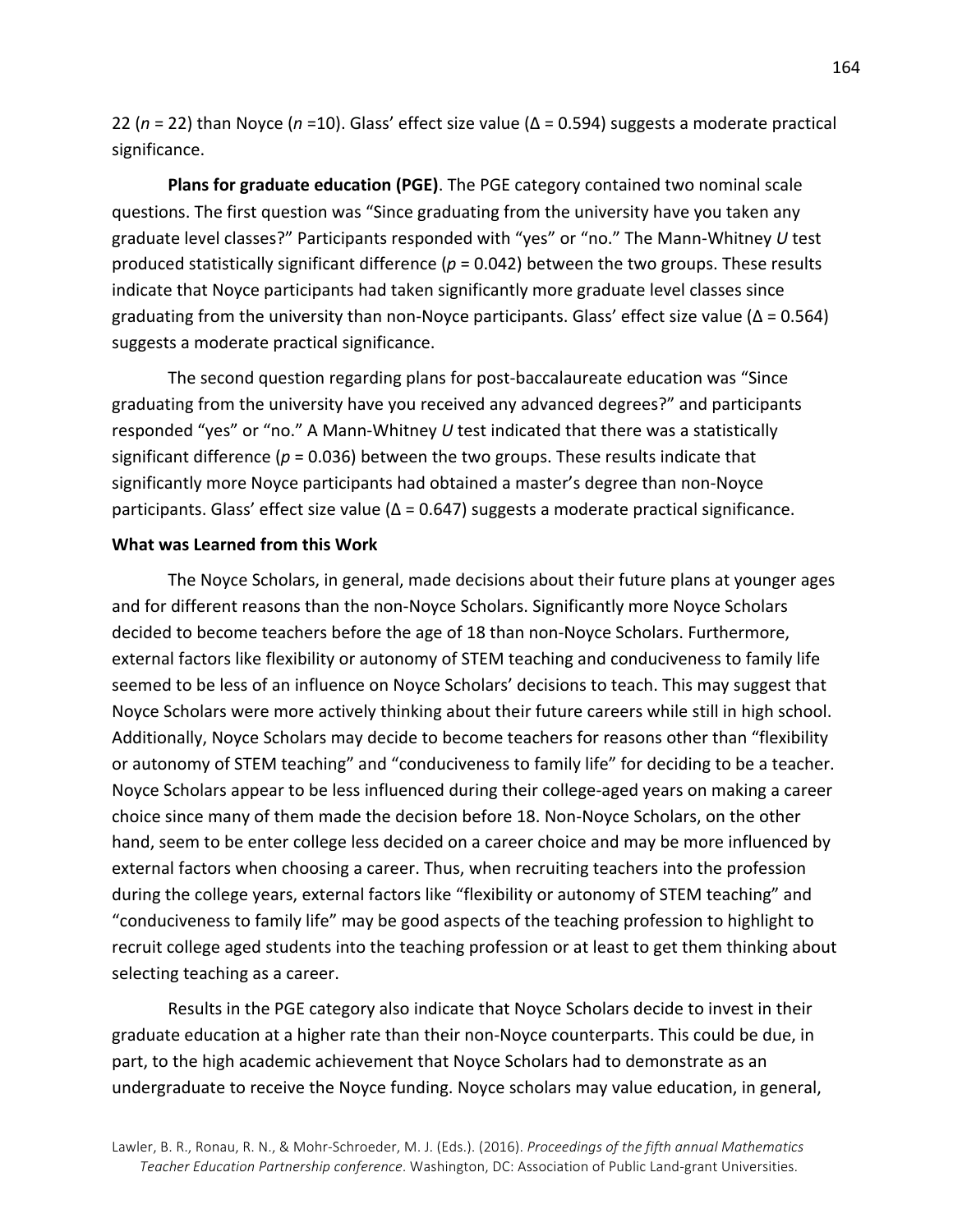22 ($n$ = 22) than Noyce ($n$ =10). Glass' effect size value ($\Delta$ = 0.594) suggests a moderate practical significance.

**Plans for graduate education (PGE)**. The PGE category contained two nominal scale questions. The first question was "Since graduating from the university have you taken any graduate level classes?" Participants responded with "yes" or "no." The Mann-Whitney *U* test produced statistically significant difference ($p$ = 0.042) between the two groups. These results indicate that Noyce participants had taken significantly more graduate level classes since graduating from the university than non-Noyce participants. Glass' effect size value ($\Delta$ = 0.564) suggests a moderate practical significance.

The second question regarding plans for post-baccalaureate education was "Since graduating from the university have you received any advanced degrees?" and participants responded "yes" or "no." A Mann-Whitney *U* test indicated that there was a statistically significant difference ($p$ = 0.036) between the two groups. These results indicate that significantly more Noyce participants had obtained a master's degree than non-Noyce participants. Glass' effect size value ($\Delta$ = 0.647) suggests a moderate practical significance.

**What was Learned from this Work**

The Noyce Scholars, in general, made decisions about their future plans at younger ages and for different reasons than the non-Noyce Scholars. Significantly more Noyce Scholars decided to become teachers before the age of 18 than non-Noyce Scholars. Furthermore, external factors like flexibility or autonomy of STEM teaching and conduciveness to family life seemed to be less of an influence on Noyce Scholars' decisions to teach. This may suggest that Noyce Scholars were more actively thinking about their future careers while still in high school. Additionally, Noyce Scholars may decide to become teachers for reasons other than "flexibility or autonomy of STEM teaching" and "conduciveness to family life" for deciding to be a teacher. Noyce Scholars appear to be less influenced during their college-aged years on making a career choice since many of them made the decision before 18. Non-Noyce Scholars, on the other hand, seem to be enter college less decided on a career choice and may be more influenced by external factors when choosing a career. Thus, when recruiting teachers into the profession during the college years, external factors like "flexibility or autonomy of STEM teaching" and "conduciveness to family life" may be good aspects of the teaching profession to highlight to recruit college aged students into the teaching profession or at least to get them thinking about selecting teaching as a career.

Results in the PGE category also indicate that Noyce Scholars decide to invest in their graduate education at a higher rate than their non-Noyce counterparts. This could be due, in part, to the high academic achievement that Noyce Scholars had to demonstrate as an undergraduate to receive the Noyce funding. Noyce scholars may value education, in general,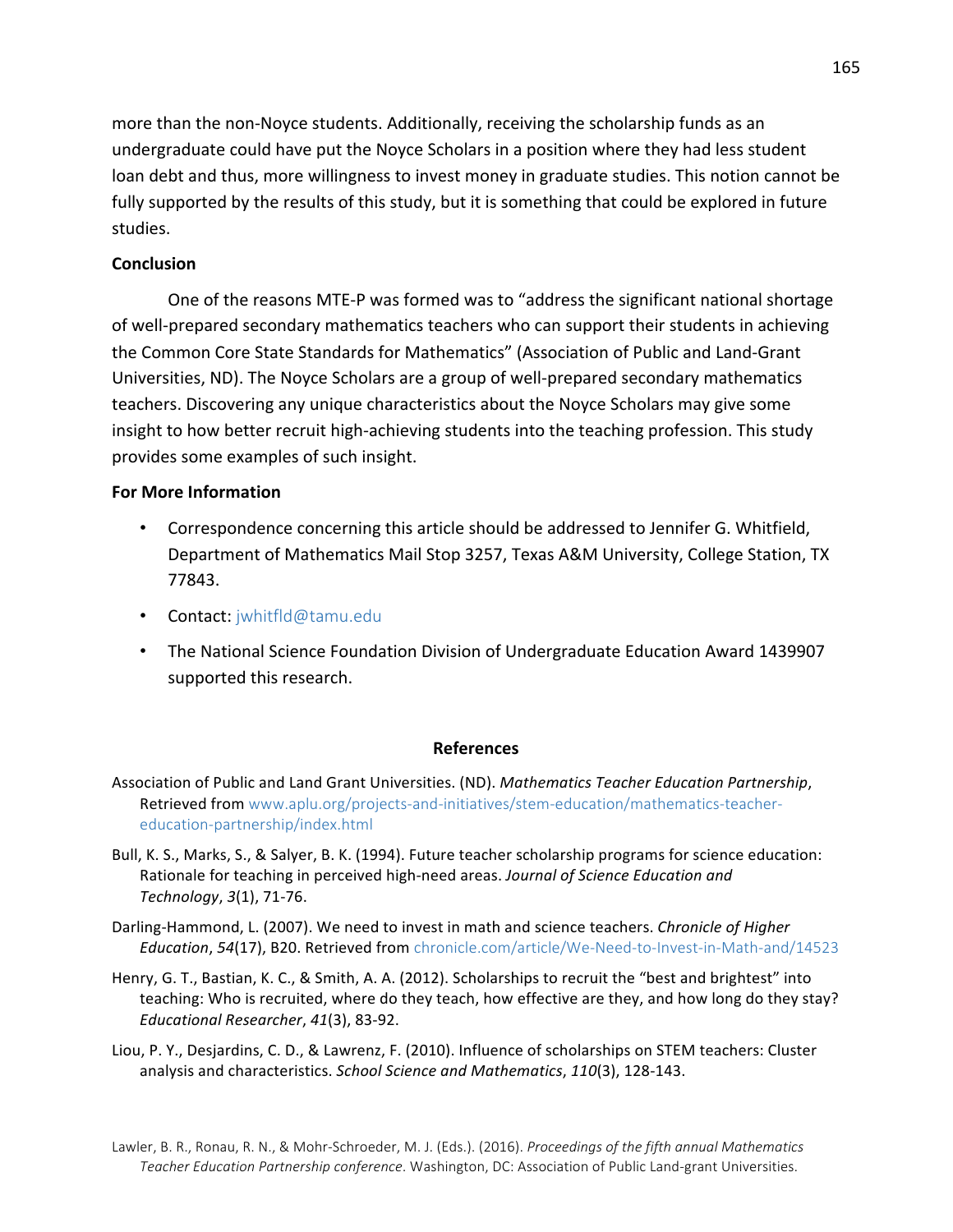more than the non-Noyce students. Additionally, receiving the scholarship funds as an undergraduate could have put the Noyce Scholars in a position where they had less student loan debt and thus, more willingness to invest money in graduate studies. This notion cannot be fully supported by the results of this study, but it is something that could be explored in future studies.

**Conclusion**

One of the reasons MTE-P was formed was to "address the significant national shortage of well-prepared secondary mathematics teachers who can support their students in achieving the Common Core State Standards for Mathematics" (Association of Public and Land-Grant Universities, ND). The Noyce Scholars are a group of well-prepared secondary mathematics teachers. Discovering any unique characteristics about the Noyce Scholars may give some insight to how better recruit high-achieving students into the teaching profession. This study provides some examples of such insight.

**For More Information**

- Correspondence concerning this article should be addressed to Jennifer G. Whitfield, Department of Mathematics Mail Stop 3257, Texas A&M University, College Station, TX 77843.
- Contact: jwhitfld@tamu.edu
- The National Science Foundation Division of Undergraduate Education Award 1439907 supported this research.

## References

Association of Public and Land Grant Universities. (ND). *Mathematics Teacher Education Partnership*, Retrieved from www.aplu.org/projects-and-initiatives/stem-education/mathematics-teacher-education-partnership/index.html

Bull, K. S., Marks, S., & Salyer, B. K. (1994). Future teacher scholarship programs for science education: Rationale for teaching in perceived high-need areas. *Journal of Science Education and Technology*, *3*(1), 71-76.

Darling-Hammond, L. (2007). We need to invest in math and science teachers. *Chronicle of Higher Education*, *54*(17), B20. Retrieved from chronicle.com/article/We-Need-to-Invest-in-Math-and/14523

Henry, G. T., Bastian, K. C., & Smith, A. A. (2012). Scholarships to recruit the "best and brightest" into teaching: Who is recruited, where do they teach, how effective are they, and how long do they stay? *Educational Researcher*, *41*(3), 83-92.

Liou, P. Y., Desjardins, C. D., & Lawrenz, F. (2010). Influence of scholarships on STEM teachers: Cluster analysis and characteristics. *School Science and Mathematics*, *110*(3), 128-143.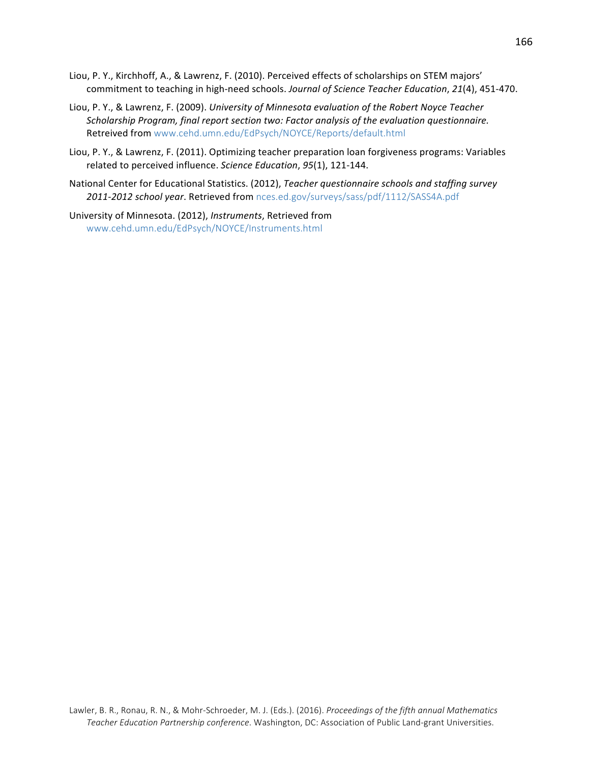Liou, P. Y., Kirchhoff, A., & Lawrenz, F. (2010). Perceived effects of scholarships on STEM majors' commitment to teaching in high-need schools. *Journal of Science Teacher Education*, *21*(4), 451-470.

Liou, P. Y., & Lawrenz, F. (2009). *University of Minnesota evaluation of the Robert Noyce Teacher Scholarship Program, final report section two: Factor analysis of the evaluation questionnaire.* Retreived from www.cehd.umn.edu/EdPsych/NOYCE/Reports/default.html

Liou, P. Y., & Lawrenz, F. (2011). Optimizing teacher preparation loan forgiveness programs: Variables related to perceived influence. *Science Education*, *95*(1), 121-144.

National Center for Educational Statistics. (2012), *Teacher questionnaire schools and staffing survey 2011-2012 school year*. Retrieved from nces.ed.gov/surveys/sass/pdf/1112/SASS4A.pdf

University of Minnesota. (2012), *Instruments*, Retrieved from www.cehd.umn.edu/EdPsych/NOYCE/Instruments.html